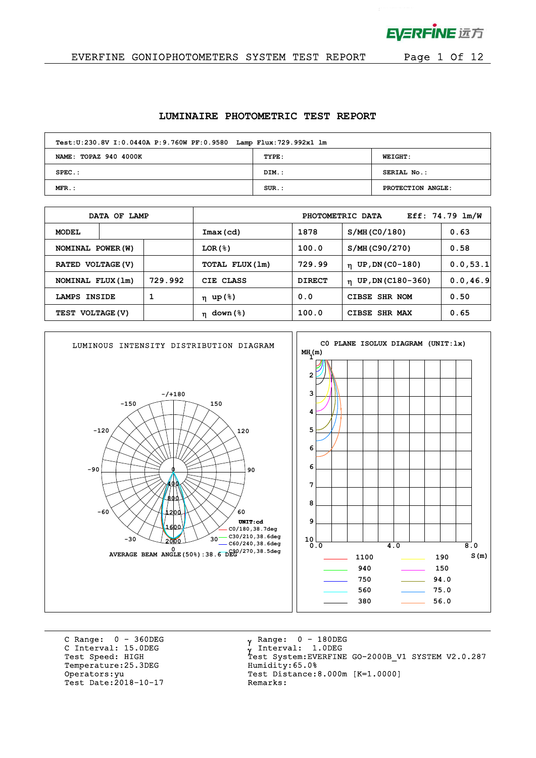# LUMINAIRE PHOTOMETRIC TEST REPORT

| Test:U:230.8V I:0.0440A P:9.760W PF:0.9580 Lamp Flux:729.992x1 lm | | |
|---|---|---|
| NAME: TOPAZ 940 4000K | TYPE: | WEIGHT: |
| SPEC.: | DIM.: | SERIAL No.: |
| MFR.: | SUR.: | PROTECTION ANGLE: |

| DATA OF LAMP | | PHOTOMETRIC DATA | Eff: 74.79 lm/W | | |
|---|---|---|---|---|---|
| MODEL | | Imax(cd) | 1878 | S/MH(C0/180) | 0.63 |
| NOMINAL POWER(W) | | LOR(%) | 100.0 | S/MH(C90/270) | 0.58 |
| RATED VOLTAGE(V) | | TOTAL FLUX(lm) | 729.99 | η UP,DN(C0-180) | 0.0,53.1 |
| NOMINAL FLUX(lm) | 729.992 | CIE CLASS | DIRECT | η UP,DN(C180-360) | 0.0,46.9 |
| LAMPS INSIDE | 1 | η up(%) | 0.0 | CIBSE SHR NOM | 0.50 |
| TEST VOLTAGE(V) | | η down(%) | 100.0 | CIBSE SHR MAX | 0.65 |

**LUMINOUS INTENSITY DISTRIBUTION DIAGRAM**

UNIT:cd
- C0/180,38.7deg
- C30/210,38.6deg
- C60/240,38.6deg
- C90/270,38.5deg

AVERAGE BEAM ANGLE(50%):38.6 DEG

**C0 PLANE ISOLUX DIAGRAM (UNIT:lx)**

MH(m) / S(m)

| | | | |
|---|---|---|---|
| 1100 | 190 | | |
| 940 | 150 | | |
| 750 | 94.0 | | |
| 560 | 75.0 | | |
| 380 | 56.0 | | |

C Range: 0 - 360DEG
C Interval: 15.0DEG
Test Speed: HIGH
Temperature:25.3DEG
Operators:yu
Test Date:2018-10-17

γ Range: 0 - 180DEG
γ Interval: 1.0DEG
Test System:EVERFINE GO-2000B_V1 SYSTEM V2.0.287
Humidity:65.0%
Test Distance:8.000m [K=1.0000]
Remarks: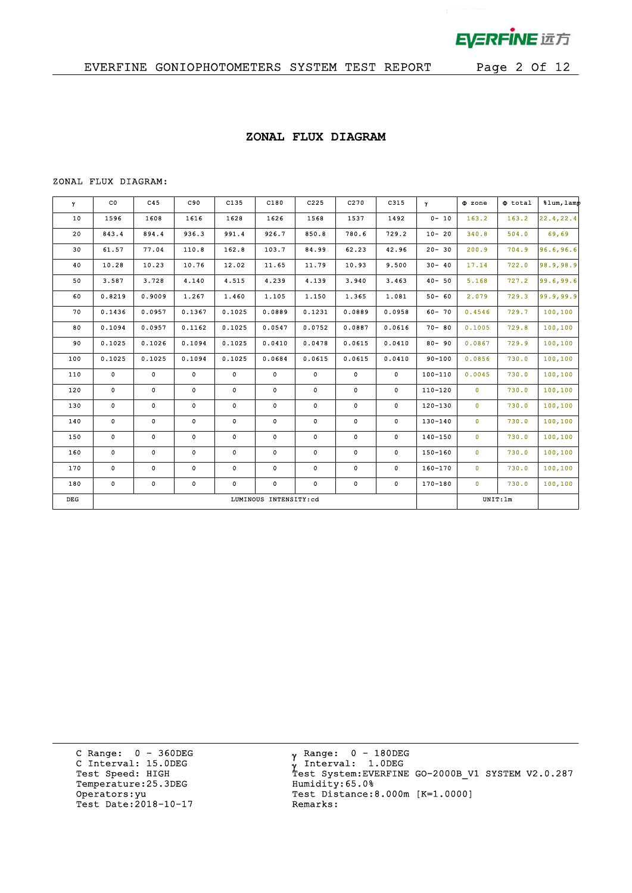## ZONAL FLUX DIAGRAM

ZONAL FLUX DIAGRAM:

| γ | C0 | C45 | C90 | C135 | C180 | C225 | C270 | C315 | γ | Φ zone | Φ total | %lum,lamp |
|---|---|---|---|---|---|---|---|---|---|---|---|---|
| 10 | 1596 | 1608 | 1616 | 1628 | 1626 | 1568 | 1537 | 1492 | 0- 10 | 163.2 | 163.2 | 22.4,22.4 |
| 20 | 843.4 | 894.4 | 936.3 | 991.4 | 926.7 | 850.8 | 780.6 | 729.2 | 10- 20 | 340.8 | 504.0 | 69,69 |
| 30 | 61.57 | 77.04 | 110.8 | 162.8 | 103.7 | 84.99 | 62.23 | 42.96 | 20- 30 | 200.9 | 704.9 | 96.6,96.6 |
| 40 | 10.28 | 10.23 | 10.76 | 12.02 | 11.65 | 11.79 | 10.93 | 9.500 | 30- 40 | 17.14 | 722.0 | 98.9,98.9 |
| 50 | 3.587 | 3.728 | 4.140 | 4.515 | 4.239 | 4.139 | 3.940 | 3.463 | 40- 50 | 5.168 | 727.2 | 99.6,99.6 |
| 60 | 0.8219 | 0.9009 | 1.267 | 1.460 | 1.105 | 1.150 | 1.365 | 1.081 | 50- 60 | 2.079 | 729.3 | 99.9,99.9 |
| 70 | 0.1436 | 0.0957 | 0.1367 | 0.1025 | 0.0889 | 0.1231 | 0.0889 | 0.0958 | 60- 70 | 0.4546 | 729.7 | 100,100 |
| 80 | 0.1094 | 0.0957 | 0.1162 | 0.1025 | 0.0547 | 0.0752 | 0.0887 | 0.0616 | 70- 80 | 0.1005 | 729.8 | 100,100 |
| 90 | 0.1025 | 0.1026 | 0.1094 | 0.1025 | 0.0410 | 0.0478 | 0.0615 | 0.0410 | 80- 90 | 0.0867 | 729.9 | 100,100 |
| 100 | 0.1025 | 0.1025 | 0.1094 | 0.1025 | 0.0684 | 0.0615 | 0.0615 | 0.0410 | 90-100 | 0.0856 | 730.0 | 100,100 |
| 110 | 0 | 0 | 0 | 0 | 0 | 0 | 0 | 0 | 100-110 | 0.0045 | 730.0 | 100,100 |
| 120 | 0 | 0 | 0 | 0 | 0 | 0 | 0 | 0 | 110-120 | 0 | 730.0 | 100,100 |
| 130 | 0 | 0 | 0 | 0 | 0 | 0 | 0 | 0 | 120-130 | 0 | 730.0 | 100,100 |
| 140 | 0 | 0 | 0 | 0 | 0 | 0 | 0 | 0 | 130-140 | 0 | 730.0 | 100,100 |
| 150 | 0 | 0 | 0 | 0 | 0 | 0 | 0 | 0 | 140-150 | 0 | 730.0 | 100,100 |
| 160 | 0 | 0 | 0 | 0 | 0 | 0 | 0 | 0 | 150-160 | 0 | 730.0 | 100,100 |
| 170 | 0 | 0 | 0 | 0 | 0 | 0 | 0 | 0 | 160-170 | 0 | 730.0 | 100,100 |
| 180 | 0 | 0 | 0 | 0 | 0 | 0 | 0 | 0 | 170-180 | 0 | 730.0 | 100,100 |
| DEG | LUMINOUS INTENSITY:cd | | | | | | | | | UNIT:lm | | |

C Range: 0 - 360DEG
C Interval: 15.0DEG
Test Speed: HIGH
Temperature:25.3DEG
Operators:yu
Test Date:2018-10-17

γ Range: 0 - 180DEG
γ Interval: 1.0DEG
Test System:EVERFINE GO-2000B_V1 SYSTEM V2.0.287
Humidity:65.0%
Test Distance:8.000m [K=1.0000]
Remarks: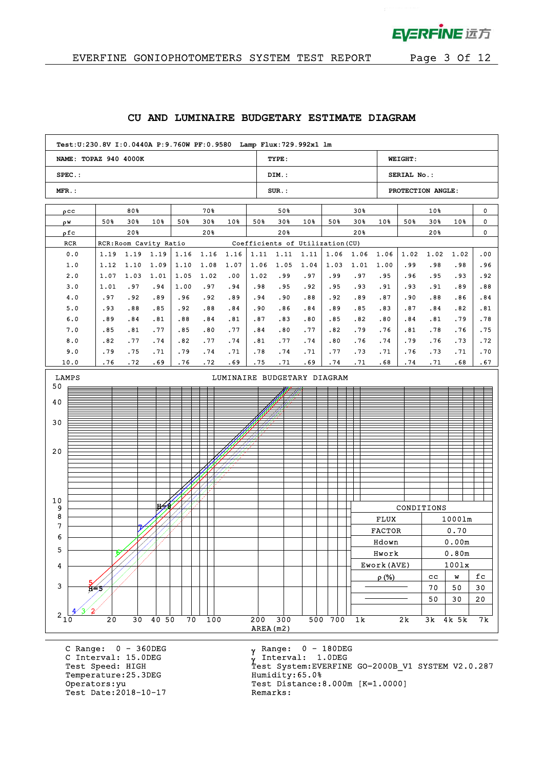## CU AND LUMINAIRE BUDGETARY ESTIMATE DIAGRAM

| Test:U:230.8V I:0.0440A P:9.760W PF:0.9580 Lamp Flux:729.992x1 lm | | |
|---|---|---|
| NAME: TOPAZ 940 4000K | TYPE: | WEIGHT: |
| SPEC.: | DIM.: | SERIAL No.: |
| MFR.: | SUR.: | PROTECTION ANGLE: |

| ρcc | 80% | | | 70% | | | 50% | | | 30% | | | 10% | | | 0 |
|---|---|---|---|---|---|---|---|---|---|---|---|---|---|---|---|---|
| ρw | 50% | 30% | 10% | 50% | 30% | 10% | 50% | 30% | 10% | 50% | 30% | 10% | 50% | 30% | 10% | 0 |
| ρfc | 20% | | | 20% | | | 20% | | | 20% | | | 20% | | | 0 |
| RCR | RCR:Room Cavity Ratio | | | | | | Coefficients of Utilization(CU) | | | | | | | | | |
| 0.0 | 1.19 | 1.19 | 1.19 | 1.16 | 1.16 | 1.16 | 1.11 | 1.11 | 1.11 | 1.06 | 1.06 | 1.06 | 1.02 | 1.02 | 1.02 | .00 |
| 1.0 | 1.12 | 1.10 | 1.09 | 1.10 | 1.08 | 1.07 | 1.06 | 1.05 | 1.04 | 1.03 | 1.01 | 1.00 | .99 | .98 | .98 | .96 |
| 2.0 | 1.07 | 1.03 | 1.01 | 1.05 | 1.02 | .00 | 1.02 | .99 | .97 | .99 | .97 | .95 | .96 | .95 | .93 | .92 |
| 3.0 | 1.01 | .97 | .94 | 1.00 | .97 | .94 | .98 | .95 | .92 | .95 | .93 | .91 | .93 | .91 | .89 | .88 |
| 4.0 | .97 | .92 | .89 | .96 | .92 | .89 | .94 | .90 | .88 | .92 | .89 | .87 | .90 | .88 | .86 | .84 |
| 5.0 | .93 | .88 | .85 | .92 | .88 | .84 | .90 | .86 | .84 | .89 | .85 | .83 | .87 | .84 | .82 | .81 |
| 6.0 | .89 | .84 | .81 | .88 | .84 | .81 | .87 | .83 | .80 | .85 | .82 | .80 | .84 | .81 | .79 | .78 |
| 7.0 | .85 | .81 | .77 | .85 | .80 | .77 | .84 | .80 | .77 | .82 | .79 | .76 | .81 | .78 | .76 | .75 |
| 8.0 | .82 | .77 | .74 | .82 | .77 | .74 | .81 | .77 | .74 | .80 | .76 | .74 | .79 | .76 | .73 | .72 |
| 9.0 | .79 | .75 | .71 | .79 | .74 | .71 | .78 | .74 | .71 | .77 | .73 | .71 | .76 | .73 | .71 | .70 |
| 10.0 | .76 | .72 | .69 | .76 | .72 | .69 | .75 | .71 | .69 | .74 | .71 | .68 | .74 | .71 | .68 | .67 |

LUMINAIRE BUDGETARY DIAGRAM

LAMPS (2 – 50) vs AREA(m2) (10 – 7k); curves H=2 to H=8

| CONDITIONS | | | |
|---|---|---|---|
| FLUX | 1000lm | | |
| FACTOR | 0.70 | | |
| Hdown | 0.00m | | |
| Hwork | 0.80m | | |
| Ework(AVE) | 100lx | | |
| ρ(%) | cc | w | fc |
| | 70 | 50 | 30 |
| | 50 | 30 | 20 |

C Range: 0 - 360DEG
C Interval: 15.0DEG
Test Speed: HIGH
Temperature:25.3DEG
Operators:yu
Test Date:2018-10-17

γ Range: 0 - 180DEG
γ Interval: 1.0DEG
Test System:EVERFINE GO-2000B_V1 SYSTEM V2.0.287
Humidity:65.0%
Test Distance:8.000m [K=1.0000]
Remarks: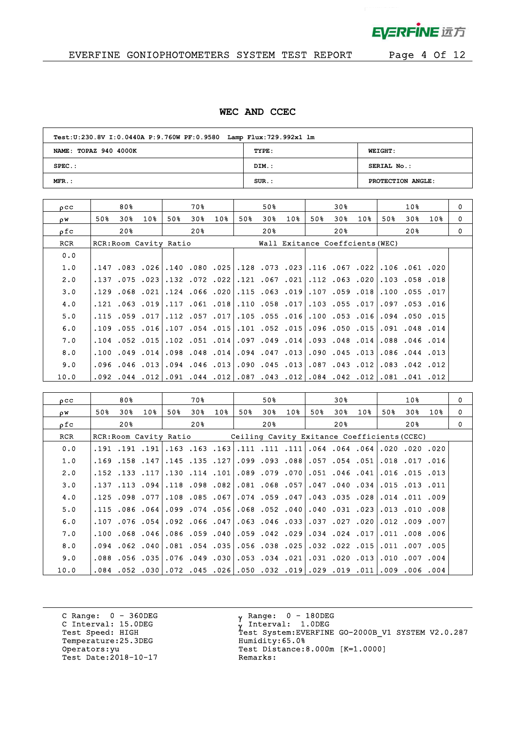EVERFINE GONIOPHOTOMETERS SYSTEM TEST REPORT

## WEC AND CCEC

| Test:U:230.8V I:0.0440A P:9.760W PF:0.9580 Lamp Flux:729.992x1 lm | | |
|---|---|---|
| NAME: TOPAZ 940 4000K | TYPE: | WEIGHT: |
| SPEC.: | DIM.: | SERIAL No.: |
| MFR.: | SUR.: | PROTECTION ANGLE: |

| ρcc | 80% | | | 70% | | | 50% | | | 30% | | | 10% | | | 0 |
|---|---|---|---|---|---|---|---|---|---|---|---|---|---|---|---|---|
| ρw | 50% | 30% | 10% | 50% | 30% | 10% | 50% | 30% | 10% | 50% | 30% | 10% | 50% | 30% | 10% | 0 |
| ρfc | 20% | | | 20% | | | 20% | | | 20% | | | 20% | | | 0 |
| RCR | RCR:Room Cavity Ratio | | | | | | Wall Exitance Coeffcients(WEC) | | | | | | | | | |
| 0.0 | | | | | | | | | | | | | | | | |
| 1.0 | .147 | .083 | .026 | .140 | .080 | .025 | .128 | .073 | .023 | .116 | .067 | .022 | .106 | .061 | .020 | |
| 2.0 | .137 | .075 | .023 | .132 | .072 | .022 | .121 | .067 | .021 | .112 | .063 | .020 | .103 | .058 | .018 | |
| 3.0 | .129 | .068 | .021 | .124 | .066 | .020 | .115 | .063 | .019 | .107 | .059 | .018 | .100 | .055 | .017 | |
| 4.0 | .121 | .063 | .019 | .117 | .061 | .018 | .110 | .058 | .017 | .103 | .055 | .017 | .097 | .053 | .016 | |
| 5.0 | .115 | .059 | .017 | .112 | .057 | .017 | .105 | .055 | .016 | .100 | .053 | .016 | .094 | .050 | .015 | |
| 6.0 | .109 | .055 | .016 | .107 | .054 | .015 | .101 | .052 | .015 | .096 | .050 | .015 | .091 | .048 | .014 | |
| 7.0 | .104 | .052 | .015 | .102 | .051 | .014 | .097 | .049 | .014 | .093 | .048 | .014 | .088 | .046 | .014 | |
| 8.0 | .100 | .049 | .014 | .098 | .048 | .014 | .094 | .047 | .013 | .090 | .045 | .013 | .086 | .044 | .013 | |
| 9.0 | .096 | .046 | .013 | .094 | .046 | .013 | .090 | .045 | .013 | .087 | .043 | .012 | .083 | .042 | .012 | |
| 10.0 | .092 | .044 | .012 | .091 | .044 | .012 | .087 | .043 | .012 | .084 | .042 | .012 | .081 | .041 | .012 | |

| ρcc | 80% | | | 70% | | | 50% | | | 30% | | | 10% | | | 0 |
|---|---|---|---|---|---|---|---|---|---|---|---|---|---|---|---|---|
| ρw | 50% | 30% | 10% | 50% | 30% | 10% | 50% | 30% | 10% | 50% | 30% | 10% | 50% | 30% | 10% | 0 |
| ρfc | 20% | | | 20% | | | 20% | | | 20% | | | 20% | | | 0 |
| RCR | RCR:Room Cavity Ratio | | | | | | Ceiling Cavity Exitance Coefficients(CCEC) | | | | | | | | | |
| 0.0 | .191 | .191 | .191 | .163 | .163 | .163 | .111 | .111 | .111 | .064 | .064 | .064 | .020 | .020 | .020 | |
| 1.0 | .169 | .158 | .147 | .145 | .135 | .127 | .099 | .093 | .088 | .057 | .054 | .051 | .018 | .017 | .016 | |
| 2.0 | .152 | .133 | .117 | .130 | .114 | .101 | .089 | .079 | .070 | .051 | .046 | .041 | .016 | .015 | .013 | |
| 3.0 | .137 | .113 | .094 | .118 | .098 | .082 | .081 | .068 | .057 | .047 | .040 | .034 | .015 | .013 | .011 | |
| 4.0 | .125 | .098 | .077 | .108 | .085 | .067 | .074 | .059 | .047 | .043 | .035 | .028 | .014 | .011 | .009 | |
| 5.0 | .115 | .086 | .064 | .099 | .074 | .056 | .068 | .052 | .040 | .040 | .031 | .023 | .013 | .010 | .008 | |
| 6.0 | .107 | .076 | .054 | .092 | .066 | .047 | .063 | .046 | .033 | .037 | .027 | .020 | .012 | .009 | .007 | |
| 7.0 | .100 | .068 | .046 | .086 | .059 | .040 | .059 | .042 | .029 | .034 | .024 | .017 | .011 | .008 | .006 | |
| 8.0 | .094 | .062 | .040 | .081 | .054 | .035 | .056 | .038 | .025 | .032 | .022 | .015 | .011 | .007 | .005 | |
| 9.0 | .088 | .056 | .035 | .076 | .049 | .030 | .053 | .034 | .021 | .031 | .020 | .013 | .010 | .007 | .004 | |
| 10.0 | .084 | .052 | .030 | .072 | .045 | .026 | .050 | .032 | .019 | .029 | .019 | .011 | .009 | .006 | .004 | |

C Range: 0 - 360DEG
C Interval: 15.0DEG
Test Speed: HIGH
Temperature:25.3DEG
Operators:yu
Test Date:2018-10-17

γ Range: 0 - 180DEG
γ Interval: 1.0DEG
Test System:EVERFINE GO-2000B_V1 SYSTEM V2.0.287
Humidity:65.0%
Test Distance:8.000m [K=1.0000]
Remarks: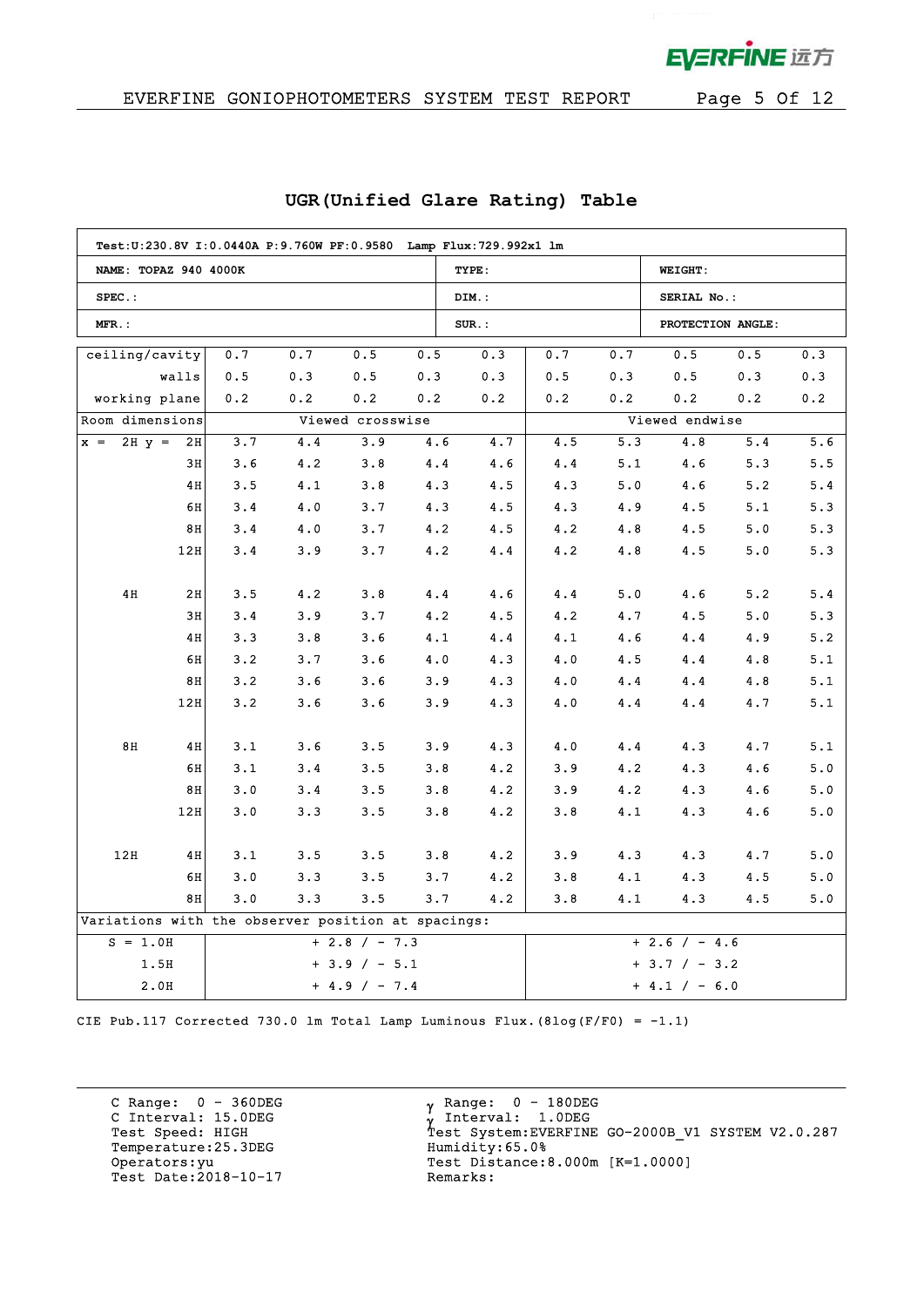## UGR(Unified Glare Rating) Table

| Test:U:230.8V I:0.0440A P:9.760W PF:0.9580 Lamp Flux:729.992x1 lm | | |
|---|---|---|
| NAME: TOPAZ 940 4000K | TYPE: | WEIGHT: |
| SPEC.: | DIM.: | SERIAL No.: |
| MFR.: | SUR.: | PROTECTION ANGLE: |

| ceiling/cavity | | 0.7 | 0.7 | 0.5 | 0.5 | 0.3 | 0.7 | 0.7 | 0.5 | 0.5 | 0.3 |
|---|---|---|---|---|---|---|---|---|---|---|---|
| walls | | 0.5 | 0.3 | 0.5 | 0.3 | 0.3 | 0.5 | 0.3 | 0.5 | 0.3 | 0.3 |
| working plane | | 0.2 | 0.2 | 0.2 | 0.2 | 0.2 | 0.2 | 0.2 | 0.2 | 0.2 | 0.2 |
| Room dimensions | | Viewed crosswise | | | | | Viewed endwise | | | | |
| x = 2H | y = 2H | 3.7 | 4.4 | 3.9 | 4.6 | 4.7 | 4.5 | 5.3 | 4.8 | 5.4 | 5.6 |
| | 3H | 3.6 | 4.2 | 3.8 | 4.4 | 4.6 | 4.4 | 5.1 | 4.6 | 5.3 | 5.5 |
| | 4H | 3.5 | 4.1 | 3.8 | 4.3 | 4.5 | 4.3 | 5.0 | 4.6 | 5.2 | 5.4 |
| | 6H | 3.4 | 4.0 | 3.7 | 4.3 | 4.5 | 4.3 | 4.9 | 4.5 | 5.1 | 5.3 |
| | 8H | 3.4 | 4.0 | 3.7 | 4.2 | 4.5 | 4.2 | 4.8 | 4.5 | 5.0 | 5.3 |
| | 12H | 3.4 | 3.9 | 3.7 | 4.2 | 4.4 | 4.2 | 4.8 | 4.5 | 5.0 | 5.3 |
| 4H | 2H | 3.5 | 4.2 | 3.8 | 4.4 | 4.6 | 4.4 | 5.0 | 4.6 | 5.2 | 5.4 |
| | 3H | 3.4 | 3.9 | 3.7 | 4.2 | 4.5 | 4.2 | 4.7 | 4.5 | 5.0 | 5.3 |
| | 4H | 3.3 | 3.8 | 3.6 | 4.1 | 4.4 | 4.1 | 4.6 | 4.4 | 4.9 | 5.2 |
| | 6H | 3.2 | 3.7 | 3.6 | 4.0 | 4.3 | 4.0 | 4.5 | 4.4 | 4.8 | 5.1 |
| | 8H | 3.2 | 3.6 | 3.6 | 3.9 | 4.3 | 4.0 | 4.4 | 4.4 | 4.8 | 5.1 |
| | 12H | 3.2 | 3.6 | 3.6 | 3.9 | 4.3 | 4.0 | 4.4 | 4.4 | 4.7 | 5.1 |
| 8H | 4H | 3.1 | 3.6 | 3.5 | 3.9 | 4.3 | 4.0 | 4.4 | 4.3 | 4.7 | 5.1 |
| | 6H | 3.1 | 3.4 | 3.5 | 3.8 | 4.2 | 3.9 | 4.2 | 4.3 | 4.6 | 5.0 |
| | 8H | 3.0 | 3.4 | 3.5 | 3.8 | 4.2 | 3.9 | 4.2 | 4.3 | 4.6 | 5.0 |
| | 12H | 3.0 | 3.3 | 3.5 | 3.8 | 4.2 | 3.8 | 4.1 | 4.3 | 4.6 | 5.0 |
| 12H | 4H | 3.1 | 3.5 | 3.5 | 3.8 | 4.2 | 3.9 | 4.3 | 4.3 | 4.7 | 5.0 |
| | 6H | 3.0 | 3.3 | 3.5 | 3.7 | 4.2 | 3.8 | 4.1 | 4.3 | 4.5 | 5.0 |
| | 8H | 3.0 | 3.3 | 3.5 | 3.7 | 4.2 | 3.8 | 4.1 | 4.3 | 4.5 | 5.0 |
| Variations with the observer position at spacings: | | | | | | | | | | | |
| S = 1.0H | | + 2.8 / - 7.3 | | | | | + 2.6 / - 4.6 | | | | |
| 1.5H | | + 3.9 / - 5.1 | | | | | + 3.7 / - 3.2 | | | | |
| 2.0H | | + 4.9 / - 7.4 | | | | | + 4.1 / - 6.0 | | | | |

CIE Pub.117 Corrected 730.0 lm Total Lamp Luminous Flux.(8log(F/F0) = -1.1)

C Range: 0 - 360DEG
C Interval: 15.0DEG
Test Speed: HIGH
Temperature:25.3DEG
Operators:yu
Test Date:2018-10-17

γ Range: 0 - 180DEG
γ Interval: 1.0DEG
Test System:EVERFINE GO-2000B_V1 SYSTEM V2.0.287
Humidity:65.0%
Test Distance:8.000m [K=1.0000]
Remarks: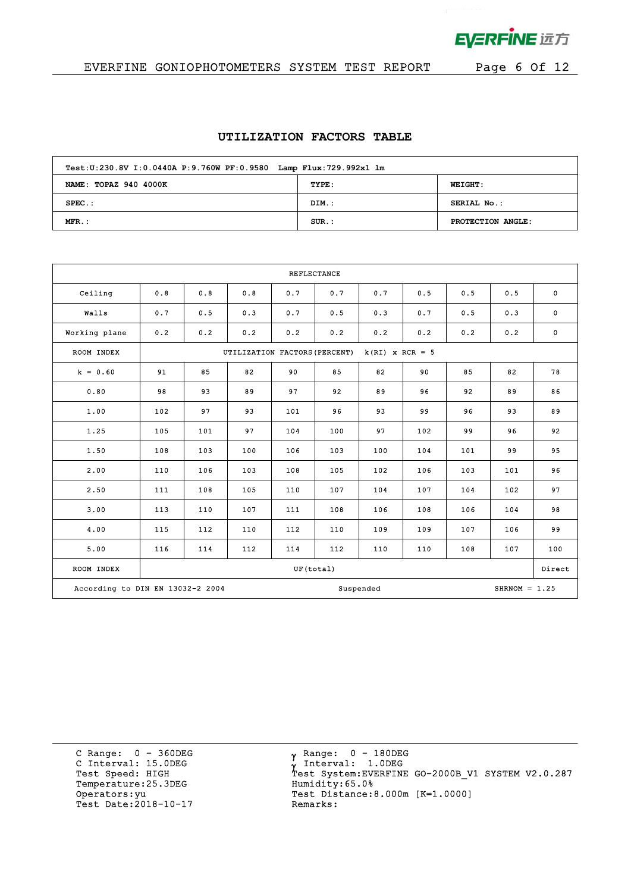## UTILIZATION FACTORS TABLE

| Test:U:230.8V I:0.0440A P:9.760W PF:0.9580 Lamp Flux:729.992x1 lm | | |
|---|---|---|
| NAME: TOPAZ 940 4000K | TYPE: | WEIGHT: |
| SPEC.: | DIM.: | SERIAL No.: |
| MFR.: | SUR.: | PROTECTION ANGLE: |

| REFLECTANCE | | | | | | | | | | |
|---|---|---|---|---|---|---|---|---|---|---|
| Ceiling | 0.8 | 0.8 | 0.8 | 0.7 | 0.7 | 0.7 | 0.5 | 0.5 | 0.5 | 0 |
| Walls | 0.7 | 0.5 | 0.3 | 0.7 | 0.5 | 0.3 | 0.7 | 0.5 | 0.3 | 0 |
| Working plane | 0.2 | 0.2 | 0.2 | 0.2 | 0.2 | 0.2 | 0.2 | 0.2 | 0.2 | 0 |
| ROOM INDEX | UTILIZATION FACTORS(PERCENT) k(RI) x RCR = 5 | | | | | | | | | |
| k = 0.60 | 91 | 85 | 82 | 90 | 85 | 82 | 90 | 85 | 82 | 78 |
| 0.80 | 98 | 93 | 89 | 97 | 92 | 89 | 96 | 92 | 89 | 86 |
| 1.00 | 102 | 97 | 93 | 101 | 96 | 93 | 99 | 96 | 93 | 89 |
| 1.25 | 105 | 101 | 97 | 104 | 100 | 97 | 102 | 99 | 96 | 92 |
| 1.50 | 108 | 103 | 100 | 106 | 103 | 100 | 104 | 101 | 99 | 95 |
| 2.00 | 110 | 106 | 103 | 108 | 105 | 102 | 106 | 103 | 101 | 96 |
| 2.50 | 111 | 108 | 105 | 110 | 107 | 104 | 107 | 104 | 102 | 97 |
| 3.00 | 113 | 110 | 107 | 111 | 108 | 106 | 108 | 106 | 104 | 98 |
| 4.00 | 115 | 112 | 110 | 112 | 110 | 109 | 109 | 107 | 106 | 99 |
| 5.00 | 116 | 114 | 112 | 114 | 112 | 110 | 110 | 108 | 107 | 100 |
| ROOM INDEX | UF(total) | | | | | | | | | Direct |
| According to DIN EN 13032-2 2004 | | | | Suspended | | | | SHRNOM = 1.25 | | |

C Range: 0 - 360DEG
C Interval: 15.0DEG
Test Speed: HIGH
Temperature:25.3DEG
Operators:yu
Test Date:2018-10-17

γ Range: 0 - 180DEG
γ Interval: 1.0DEG
Test System:EVERFINE GO-2000B_V1 SYSTEM V2.0.287
Humidity:65.0%
Test Distance:8.000m [K=1.0000]
Remarks: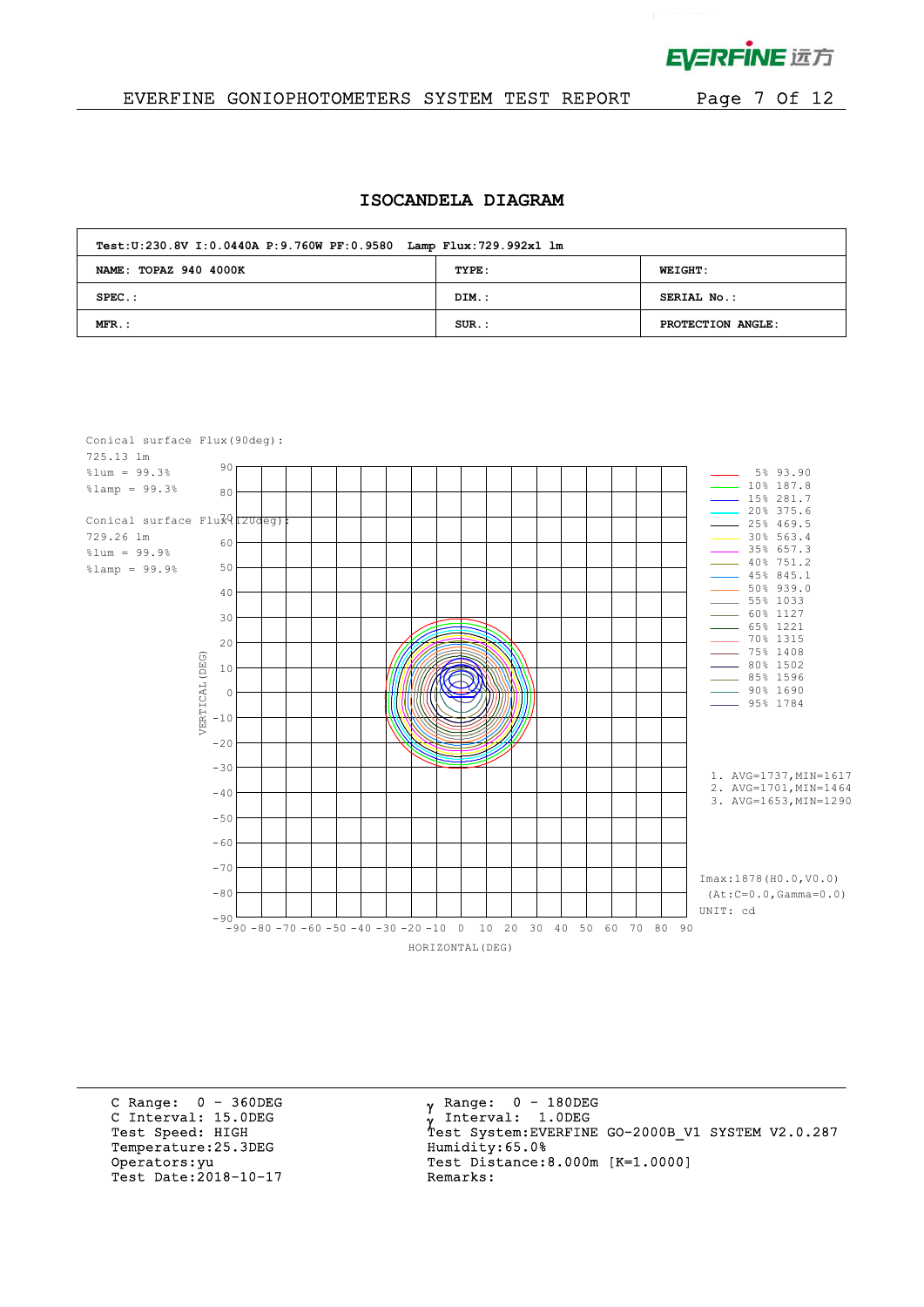## ISOCANDELA DIAGRAM

| Test:U:230.8V I:0.0440A P:9.760W PF:0.9580 Lamp Flux:729.992x1 lm | | |
|---|---|---|
| NAME: TOPAZ 940 4000K | TYPE: | WEIGHT: |
| SPEC.: | DIM.: | SERIAL No.: |
| MFR.: | SUR.: | PROTECTION ANGLE: |

Conical surface Flux(90deg):
725.13 lm
%lum = 99.3%
%lamp = 99.3%

Conical surface Flux(120deg):
729.26 lm
%lum = 99.9%
%lamp = 99.9%

| % | cd |
|---|---|
| 5% | 93.90 |
| 10% | 187.8 |
| 15% | 281.7 |
| 20% | 375.6 |
| 25% | 469.5 |
| 30% | 563.4 |
| 35% | 657.3 |
| 40% | 751.2 |
| 45% | 845.1 |
| 50% | 939.0 |
| 55% | 1033 |
| 60% | 1127 |
| 65% | 1221 |
| 70% | 1315 |
| 75% | 1408 |
| 80% | 1502 |
| 85% | 1596 |
| 90% | 1690 |
| 95% | 1784 |

1. AVG=1737,MIN=1617
2. AVG=1701,MIN=1464
3. AVG=1653,MIN=1290

Imax:1878(H0.0,V0.0)
(At:C=0.0,Gamma=0.0)
UNIT: cd

VERTICAL(DEG) / HORIZONTAL(DEG)

C Range: 0 - 360DEG
C Interval: 15.0DEG
Test Speed: HIGH
Temperature:25.3DEG
Operators:yu
Test Date:2018-10-17

γ Range: 0 - 180DEG
γ Interval: 1.0DEG
Test System:EVERFINE GO-2000B_V1 SYSTEM V2.0.287
Humidity:65.0%
Test Distance:8.000m [K=1.0000]
Remarks: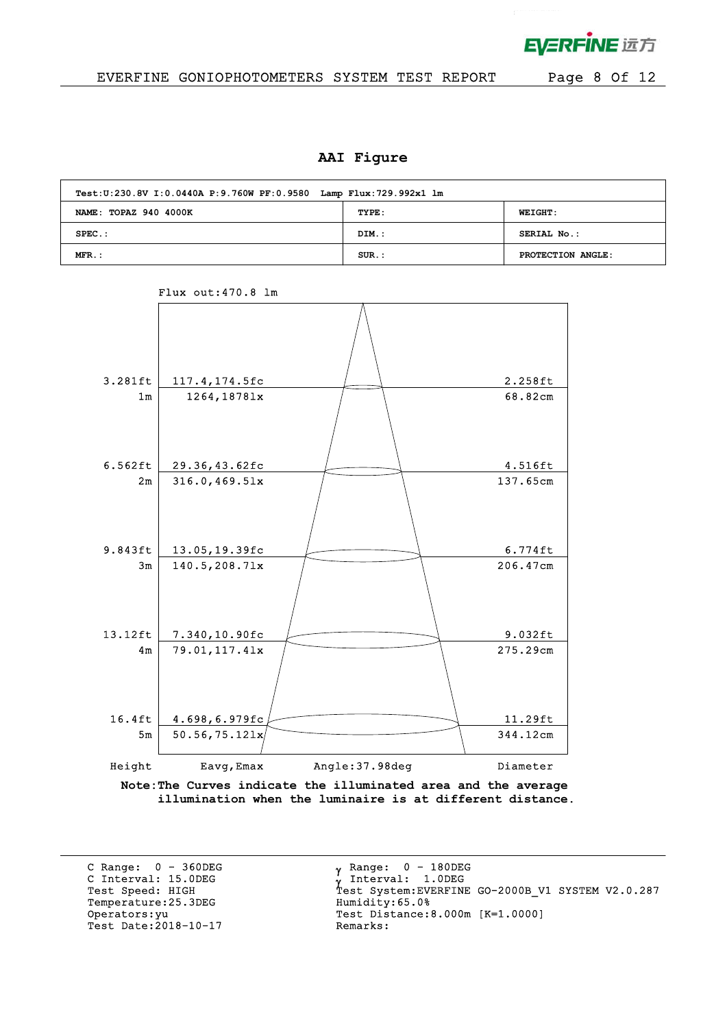## AAI Figure

| Test:U:230.8V I:0.0440A P:9.760W PF:0.9580 Lamp Flux:729.992x1 lm | | |
|---|---|---|
| NAME: TOPAZ 940 4000K | TYPE: | WEIGHT: |
| SPEC.: | DIM.: | SERIAL No.: |
| MFR.: | SUR.: | PROTECTION ANGLE: |

Flux out:470.8 lm

| Height | Eavg,Emax | Diameter |
|---|---|---|
| 3.281ft / 1m | 117.4,174.5fc / 1264,1878lx | 2.258ft / 68.82cm |
| 6.562ft / 2m | 29.36,43.62fc / 316.0,469.5lx | 4.516ft / 137.65cm |
| 9.843ft / 3m | 13.05,19.39fc / 140.5,208.7lx | 6.774ft / 206.47cm |
| 13.12ft / 4m | 7.340,10.90fc / 79.01,117.4lx | 9.032ft / 275.29cm |
| 16.4ft / 5m | 4.698,6.979fc / 50.56,75.12lx | 11.29ft / 344.12cm |

Angle:37.98deg

**Note:The Curves indicate the illuminated area and the average illumination when the luminaire is at different distance.**

C Range: 0 - 360DEG
C Interval: 15.0DEG
Test Speed: HIGH
Temperature:25.3DEG
Operators:yu
Test Date:2018-10-17

γ Range: 0 - 180DEG
γ Interval: 1.0DEG
Test System:EVERFINE GO-2000B_V1 SYSTEM V2.0.287
Humidity:65.0%
Test Distance:8.000m [K=1.0000]
Remarks: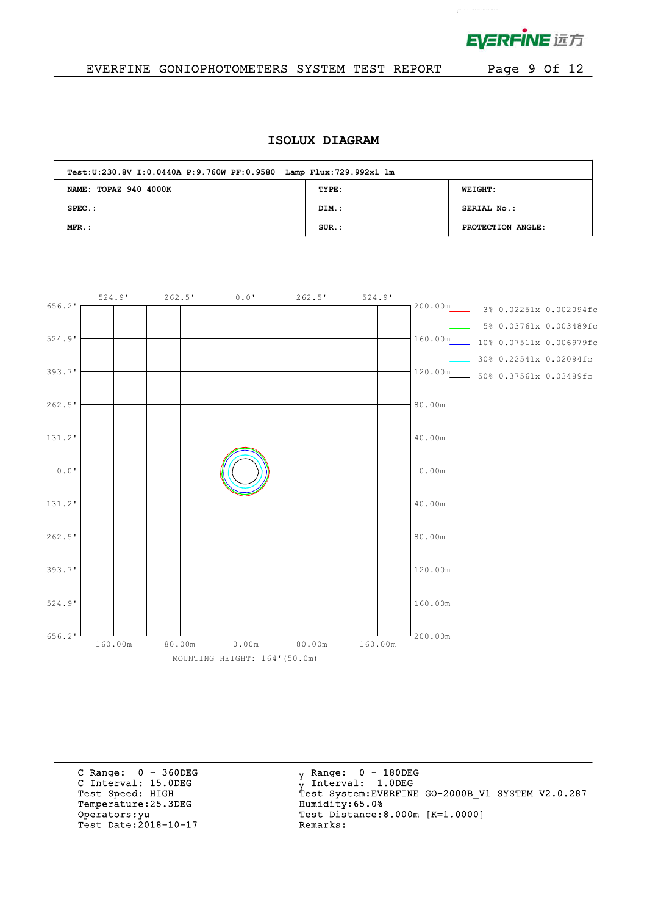## ISOLUX DIAGRAM

| Test:U:230.8V I:0.0440A P:9.760W PF:0.9580 Lamp Flux:729.992x1 lm | | |
|---|---|---|
| NAME: TOPAZ 940 4000K | TYPE: | WEIGHT: |
| SPEC.: | DIM.: | SERIAL No.: |
| MFR.: | SUR.: | PROTECTION ANGLE: |

- 3% 0.0225lx 0.002094fc
- 5% 0.0376lx 0.003489fc
- 10% 0.0751lx 0.006979fc
- 30% 0.2254lx 0.02094fc
- 50% 0.3756lx 0.03489fc

MOUNTING HEIGHT: 164'(50.0m)

C Range: 0 - 360DEG
C Interval: 15.0DEG
Test Speed: HIGH
Temperature:25.3DEG
Operators:yu
Test Date:2018-10-17

$\gamma$ Range: 0 - 180DEG
$\gamma$ Interval: 1.0DEG
Test System:EVERFINE GO-2000B_V1 SYSTEM V2.0.287
Humidity:65.0%
Test Distance:8.000m [K=1.0000]
Remarks: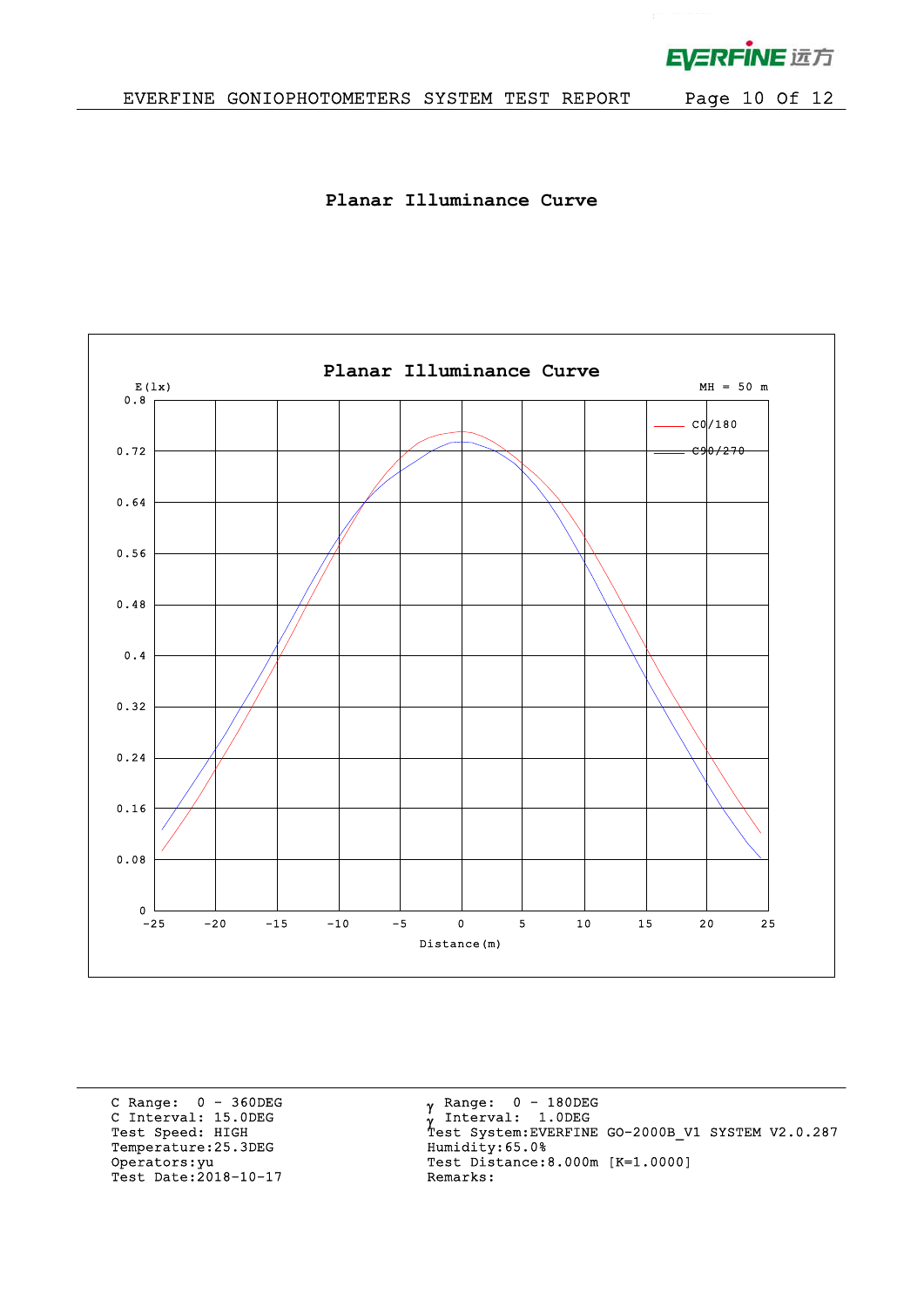## Planar Illuminance Curve

Planar Illuminance Curve

E(lx)

MH = 50 m

C0/180

C90/270

Distance(m)

C Range: 0 - 360DEG
C Interval: 15.0DEG
Test Speed: HIGH
Temperature:25.3DEG
Operators:yu
Test Date:2018-10-17

γ Range: 0 - 180DEG
γ Interval: 1.0DEG
Test System:EVERFINE GO-2000B_V1 SYSTEM V2.0.287
Humidity:65.0%
Test Distance:8.000m [K=1.0000]
Remarks: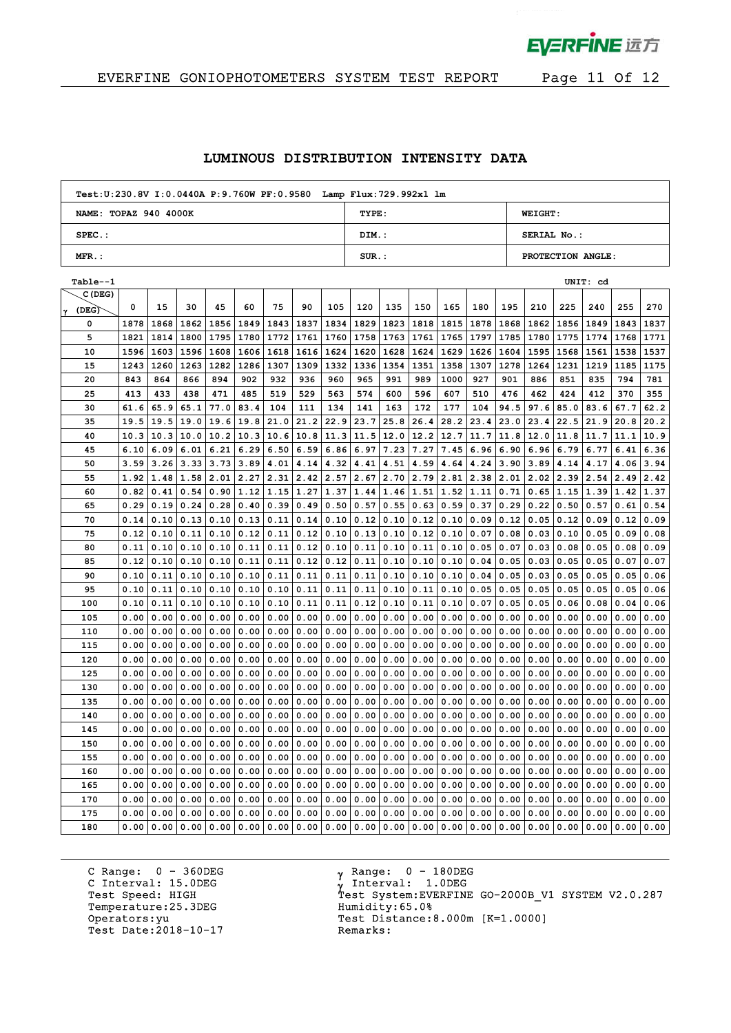## LUMINOUS DISTRIBUTION INTENSITY DATA

| Test:U:230.8V I:0.0440A P:9.760W PF:0.9580 Lamp Flux:729.992x1 lm | | |
|---|---|---|
| NAME: TOPAZ 940 4000K | TYPE: | WEIGHT: |
| SPEC.: | DIM.: | SERIAL No.: |
| MFR.: | SUR.: | PROTECTION ANGLE: |

Table--1 UNIT: cd

| γ (DEG) \ C (DEG) | 0 | 15 | 30 | 45 | 60 | 75 | 90 | 105 | 120 | 135 | 150 | 165 | 180 | 195 | 210 | 225 | 240 | 255 | 270 |
|---|---|---|---|---|---|---|---|---|---|---|---|---|---|---|---|---|---|---|---|
| 0 | 1878 | 1868 | 1862 | 1856 | 1849 | 1843 | 1837 | 1834 | 1829 | 1823 | 1818 | 1815 | 1878 | 1868 | 1862 | 1856 | 1849 | 1843 | 1837 |
| 5 | 1821 | 1814 | 1800 | 1795 | 1780 | 1772 | 1761 | 1760 | 1758 | 1763 | 1761 | 1765 | 1797 | 1785 | 1780 | 1775 | 1774 | 1768 | 1771 |
| 10 | 1596 | 1603 | 1596 | 1608 | 1606 | 1618 | 1616 | 1624 | 1620 | 1628 | 1624 | 1629 | 1626 | 1604 | 1595 | 1568 | 1561 | 1538 | 1537 |
| 15 | 1243 | 1260 | 1263 | 1282 | 1286 | 1307 | 1309 | 1332 | 1336 | 1354 | 1351 | 1358 | 1307 | 1278 | 1264 | 1231 | 1219 | 1185 | 1175 |
| 20 | 843 | 864 | 866 | 894 | 902 | 932 | 936 | 960 | 965 | 991 | 989 | 1000 | 927 | 901 | 886 | 851 | 835 | 794 | 781 |
| 25 | 413 | 433 | 438 | 471 | 485 | 519 | 529 | 563 | 574 | 600 | 596 | 607 | 510 | 476 | 462 | 424 | 412 | 370 | 355 |
| 30 | 61.6 | 65.9 | 65.1 | 77.0 | 83.4 | 104 | 111 | 134 | 141 | 163 | 172 | 177 | 104 | 94.5 | 97.6 | 85.0 | 83.6 | 67.7 | 62.2 |
| 35 | 19.5 | 19.5 | 19.0 | 19.6 | 19.8 | 21.0 | 21.2 | 22.9 | 23.7 | 25.8 | 26.4 | 28.2 | 23.4 | 23.0 | 23.4 | 22.5 | 21.9 | 20.8 | 20.2 |
| 40 | 10.3 | 10.3 | 10.0 | 10.2 | 10.3 | 10.6 | 10.8 | 11.3 | 11.5 | 12.0 | 12.2 | 12.7 | 11.7 | 11.8 | 12.0 | 11.8 | 11.7 | 11.1 | 10.9 |
| 45 | 6.10 | 6.09 | 6.01 | 6.21 | 6.29 | 6.50 | 6.59 | 6.86 | 6.97 | 7.23 | 7.27 | 7.45 | 6.96 | 6.90 | 6.96 | 6.79 | 6.77 | 6.41 | 6.36 |
| 50 | 3.59 | 3.26 | 3.33 | 3.73 | 3.89 | 4.01 | 4.14 | 4.32 | 4.41 | 4.51 | 4.59 | 4.64 | 4.24 | 3.90 | 3.89 | 4.14 | 4.17 | 4.06 | 3.94 |
| 55 | 1.92 | 1.48 | 1.58 | 2.01 | 2.27 | 2.31 | 2.42 | 2.57 | 2.67 | 2.70 | 2.79 | 2.81 | 2.38 | 2.01 | 2.02 | 2.39 | 2.54 | 2.49 | 2.42 |
| 60 | 0.82 | 0.41 | 0.54 | 0.90 | 1.12 | 1.15 | 1.27 | 1.37 | 1.44 | 1.46 | 1.51 | 1.52 | 1.11 | 0.71 | 0.65 | 1.15 | 1.39 | 1.42 | 1.37 |
| 65 | 0.29 | 0.19 | 0.24 | 0.28 | 0.40 | 0.39 | 0.49 | 0.50 | 0.57 | 0.55 | 0.63 | 0.59 | 0.37 | 0.29 | 0.22 | 0.50 | 0.57 | 0.61 | 0.54 |
| 70 | 0.14 | 0.10 | 0.13 | 0.10 | 0.13 | 0.11 | 0.14 | 0.10 | 0.12 | 0.10 | 0.12 | 0.10 | 0.09 | 0.12 | 0.05 | 0.12 | 0.09 | 0.12 | 0.09 |
| 75 | 0.12 | 0.10 | 0.11 | 0.10 | 0.12 | 0.11 | 0.12 | 0.10 | 0.13 | 0.10 | 0.12 | 0.10 | 0.07 | 0.08 | 0.03 | 0.10 | 0.05 | 0.09 | 0.08 |
| 80 | 0.11 | 0.10 | 0.10 | 0.10 | 0.11 | 0.11 | 0.12 | 0.10 | 0.11 | 0.10 | 0.11 | 0.10 | 0.05 | 0.07 | 0.03 | 0.08 | 0.05 | 0.08 | 0.09 |
| 85 | 0.12 | 0.10 | 0.10 | 0.10 | 0.11 | 0.11 | 0.12 | 0.12 | 0.11 | 0.10 | 0.10 | 0.10 | 0.04 | 0.05 | 0.03 | 0.05 | 0.05 | 0.07 | 0.07 |
| 90 | 0.10 | 0.11 | 0.10 | 0.10 | 0.10 | 0.11 | 0.11 | 0.11 | 0.11 | 0.10 | 0.10 | 0.10 | 0.04 | 0.05 | 0.03 | 0.05 | 0.05 | 0.05 | 0.06 |
| 95 | 0.10 | 0.11 | 0.10 | 0.10 | 0.10 | 0.10 | 0.11 | 0.11 | 0.11 | 0.10 | 0.11 | 0.10 | 0.05 | 0.05 | 0.05 | 0.05 | 0.05 | 0.05 | 0.06 |
| 100 | 0.10 | 0.11 | 0.10 | 0.10 | 0.10 | 0.10 | 0.11 | 0.11 | 0.12 | 0.10 | 0.11 | 0.10 | 0.07 | 0.05 | 0.05 | 0.06 | 0.08 | 0.04 | 0.06 |
| 105 | 0.00 | 0.00 | 0.00 | 0.00 | 0.00 | 0.00 | 0.00 | 0.00 | 0.00 | 0.00 | 0.00 | 0.00 | 0.00 | 0.00 | 0.00 | 0.00 | 0.00 | 0.00 | 0.00 |
| 110 | 0.00 | 0.00 | 0.00 | 0.00 | 0.00 | 0.00 | 0.00 | 0.00 | 0.00 | 0.00 | 0.00 | 0.00 | 0.00 | 0.00 | 0.00 | 0.00 | 0.00 | 0.00 | 0.00 |
| 115 | 0.00 | 0.00 | 0.00 | 0.00 | 0.00 | 0.00 | 0.00 | 0.00 | 0.00 | 0.00 | 0.00 | 0.00 | 0.00 | 0.00 | 0.00 | 0.00 | 0.00 | 0.00 | 0.00 |
| 120 | 0.00 | 0.00 | 0.00 | 0.00 | 0.00 | 0.00 | 0.00 | 0.00 | 0.00 | 0.00 | 0.00 | 0.00 | 0.00 | 0.00 | 0.00 | 0.00 | 0.00 | 0.00 | 0.00 |
| 125 | 0.00 | 0.00 | 0.00 | 0.00 | 0.00 | 0.00 | 0.00 | 0.00 | 0.00 | 0.00 | 0.00 | 0.00 | 0.00 | 0.00 | 0.00 | 0.00 | 0.00 | 0.00 | 0.00 |
| 130 | 0.00 | 0.00 | 0.00 | 0.00 | 0.00 | 0.00 | 0.00 | 0.00 | 0.00 | 0.00 | 0.00 | 0.00 | 0.00 | 0.00 | 0.00 | 0.00 | 0.00 | 0.00 | 0.00 |
| 135 | 0.00 | 0.00 | 0.00 | 0.00 | 0.00 | 0.00 | 0.00 | 0.00 | 0.00 | 0.00 | 0.00 | 0.00 | 0.00 | 0.00 | 0.00 | 0.00 | 0.00 | 0.00 | 0.00 |
| 140 | 0.00 | 0.00 | 0.00 | 0.00 | 0.00 | 0.00 | 0.00 | 0.00 | 0.00 | 0.00 | 0.00 | 0.00 | 0.00 | 0.00 | 0.00 | 0.00 | 0.00 | 0.00 | 0.00 |
| 145 | 0.00 | 0.00 | 0.00 | 0.00 | 0.00 | 0.00 | 0.00 | 0.00 | 0.00 | 0.00 | 0.00 | 0.00 | 0.00 | 0.00 | 0.00 | 0.00 | 0.00 | 0.00 | 0.00 |
| 150 | 0.00 | 0.00 | 0.00 | 0.00 | 0.00 | 0.00 | 0.00 | 0.00 | 0.00 | 0.00 | 0.00 | 0.00 | 0.00 | 0.00 | 0.00 | 0.00 | 0.00 | 0.00 | 0.00 |
| 155 | 0.00 | 0.00 | 0.00 | 0.00 | 0.00 | 0.00 | 0.00 | 0.00 | 0.00 | 0.00 | 0.00 | 0.00 | 0.00 | 0.00 | 0.00 | 0.00 | 0.00 | 0.00 | 0.00 |
| 160 | 0.00 | 0.00 | 0.00 | 0.00 | 0.00 | 0.00 | 0.00 | 0.00 | 0.00 | 0.00 | 0.00 | 0.00 | 0.00 | 0.00 | 0.00 | 0.00 | 0.00 | 0.00 | 0.00 |
| 165 | 0.00 | 0.00 | 0.00 | 0.00 | 0.00 | 0.00 | 0.00 | 0.00 | 0.00 | 0.00 | 0.00 | 0.00 | 0.00 | 0.00 | 0.00 | 0.00 | 0.00 | 0.00 | 0.00 |
| 170 | 0.00 | 0.00 | 0.00 | 0.00 | 0.00 | 0.00 | 0.00 | 0.00 | 0.00 | 0.00 | 0.00 | 0.00 | 0.00 | 0.00 | 0.00 | 0.00 | 0.00 | 0.00 | 0.00 |
| 175 | 0.00 | 0.00 | 0.00 | 0.00 | 0.00 | 0.00 | 0.00 | 0.00 | 0.00 | 0.00 | 0.00 | 0.00 | 0.00 | 0.00 | 0.00 | 0.00 | 0.00 | 0.00 | 0.00 |
| 180 | 0.00 | 0.00 | 0.00 | 0.00 | 0.00 | 0.00 | 0.00 | 0.00 | 0.00 | 0.00 | 0.00 | 0.00 | 0.00 | 0.00 | 0.00 | 0.00 | 0.00 | 0.00 | 0.00 |

C Range: 0 - 360DEG
C Interval: 15.0DEG
Test Speed: HIGH
Temperature:25.3DEG
Operators:yu
Test Date:2018-10-17

γ Range: 0 - 180DEG
γ Interval: 1.0DEG
Test System:EVERFINE GO-2000B_V1 SYSTEM V2.0.287
Humidity:65.0%
Test Distance:8.000m [K=1.0000]
Remarks: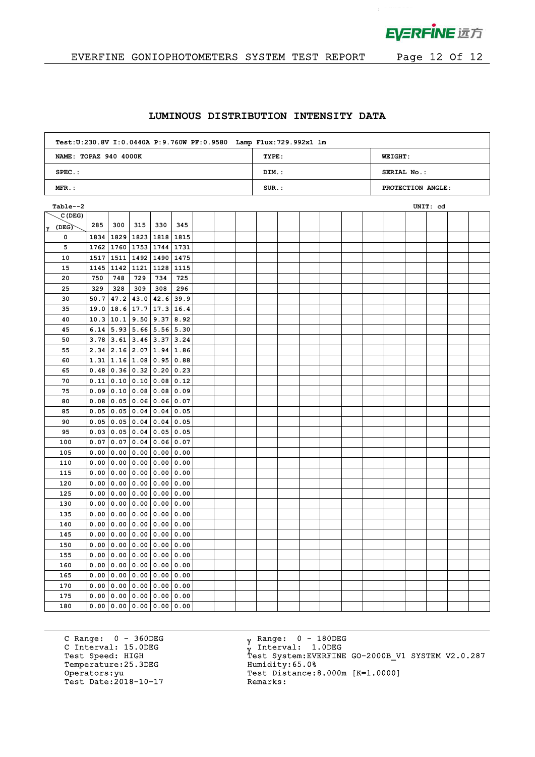EVERFINE GONIOPHOTOMETERS SYSTEM TEST REPORT

## LUMINOUS DISTRIBUTION INTENSITY DATA

| Test:U:230.8V I:0.0440A P:9.760W PF:0.9580 Lamp Flux:729.992x1 lm | | |
|---|---|---|
| NAME: TOPAZ 940 4000K | TYPE: | WEIGHT: |
| SPEC.: | DIM.: | SERIAL No.: |
| MFR.: | SUR.: | PROTECTION ANGLE: |

Table--2 UNIT: cd

| γ (DEG) \ C (DEG) | 285 | 300 | 315 | 330 | 345 | | | | | | | | | | | | | | |
|---|---|---|---|---|---|---|---|---|---|---|---|---|---|---|---|---|---|---|---|
| 0 | 1834 | 1829 | 1823 | 1818 | 1815 | | | | | | | | | | | | | | |
| 5 | 1762 | 1760 | 1753 | 1744 | 1731 | | | | | | | | | | | | | | |
| 10 | 1517 | 1511 | 1492 | 1490 | 1475 | | | | | | | | | | | | | | |
| 15 | 1145 | 1142 | 1121 | 1128 | 1115 | | | | | | | | | | | | | | |
| 20 | 750 | 748 | 729 | 734 | 725 | | | | | | | | | | | | | | |
| 25 | 329 | 328 | 309 | 308 | 296 | | | | | | | | | | | | | | |
| 30 | 50.7 | 47.2 | 43.0 | 42.6 | 39.9 | | | | | | | | | | | | | | |
| 35 | 19.0 | 18.6 | 17.7 | 17.3 | 16.4 | | | | | | | | | | | | | | |
| 40 | 10.3 | 10.1 | 9.50 | 9.37 | 8.92 | | | | | | | | | | | | | | |
| 45 | 6.14 | 5.93 | 5.66 | 5.56 | 5.30 | | | | | | | | | | | | | | |
| 50 | 3.78 | 3.61 | 3.46 | 3.37 | 3.24 | | | | | | | | | | | | | | |
| 55 | 2.34 | 2.16 | 2.07 | 1.94 | 1.86 | | | | | | | | | | | | | | |
| 60 | 1.31 | 1.16 | 1.08 | 0.95 | 0.88 | | | | | | | | | | | | | | |
| 65 | 0.48 | 0.36 | 0.32 | 0.20 | 0.23 | | | | | | | | | | | | | | |
| 70 | 0.11 | 0.10 | 0.10 | 0.08 | 0.12 | | | | | | | | | | | | | | |
| 75 | 0.09 | 0.10 | 0.08 | 0.08 | 0.09 | | | | | | | | | | | | | | |
| 80 | 0.08 | 0.05 | 0.06 | 0.06 | 0.07 | | | | | | | | | | | | | | |
| 85 | 0.05 | 0.05 | 0.04 | 0.04 | 0.05 | | | | | | | | | | | | | | |
| 90 | 0.05 | 0.05 | 0.04 | 0.04 | 0.05 | | | | | | | | | | | | | | |
| 95 | 0.03 | 0.05 | 0.04 | 0.05 | 0.05 | | | | | | | | | | | | | | |
| 100 | 0.07 | 0.07 | 0.04 | 0.06 | 0.07 | | | | | | | | | | | | | | |
| 105 | 0.00 | 0.00 | 0.00 | 0.00 | 0.00 | | | | | | | | | | | | | | |
| 110 | 0.00 | 0.00 | 0.00 | 0.00 | 0.00 | | | | | | | | | | | | | | |
| 115 | 0.00 | 0.00 | 0.00 | 0.00 | 0.00 | | | | | | | | | | | | | | |
| 120 | 0.00 | 0.00 | 0.00 | 0.00 | 0.00 | | | | | | | | | | | | | | |
| 125 | 0.00 | 0.00 | 0.00 | 0.00 | 0.00 | | | | | | | | | | | | | | |
| 130 | 0.00 | 0.00 | 0.00 | 0.00 | 0.00 | | | | | | | | | | | | | | |
| 135 | 0.00 | 0.00 | 0.00 | 0.00 | 0.00 | | | | | | | | | | | | | | |
| 140 | 0.00 | 0.00 | 0.00 | 0.00 | 0.00 | | | | | | | | | | | | | | |
| 145 | 0.00 | 0.00 | 0.00 | 0.00 | 0.00 | | | | | | | | | | | | | | |
| 150 | 0.00 | 0.00 | 0.00 | 0.00 | 0.00 | | | | | | | | | | | | | | |
| 155 | 0.00 | 0.00 | 0.00 | 0.00 | 0.00 | | | | | | | | | | | | | | |
| 160 | 0.00 | 0.00 | 0.00 | 0.00 | 0.00 | | | | | | | | | | | | | | |
| 165 | 0.00 | 0.00 | 0.00 | 0.00 | 0.00 | | | | | | | | | | | | | | |
| 170 | 0.00 | 0.00 | 0.00 | 0.00 | 0.00 | | | | | | | | | | | | | | |
| 175 | 0.00 | 0.00 | 0.00 | 0.00 | 0.00 | | | | | | | | | | | | | | |
| 180 | 0.00 | 0.00 | 0.00 | 0.00 | 0.00 | | | | | | | | | | | | | | |

C Range: 0 - 360DEG
C Interval: 15.0DEG
Test Speed: HIGH
Temperature:25.3DEG
Operators:yu
Test Date:2018-10-17

γ Range: 0 - 180DEG
γ Interval: 1.0DEG
Test System:EVERFINE GO-2000B_V1 SYSTEM V2.0.287
Humidity:65.0%
Test Distance:8.000m [K=1.0000]
Remarks: